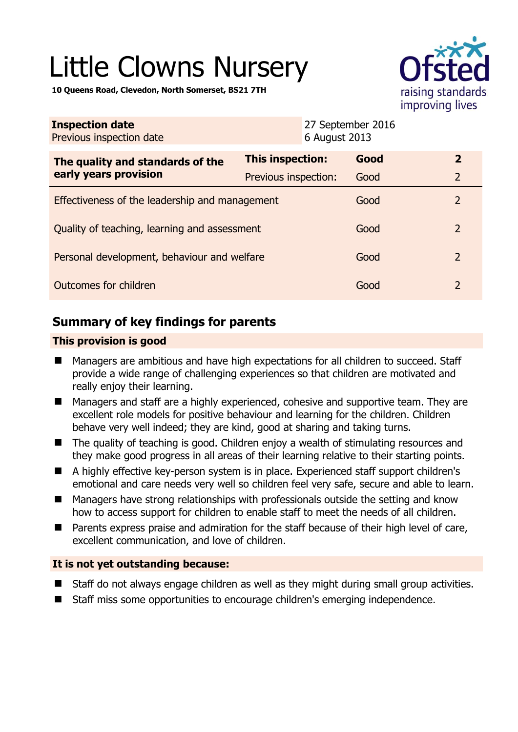# Little Clowns Nursery

**10 Queens Road, Clevedon, North Somerset, BS21 7TH**

| **Inspection date** | 27 September 2016 |
|---|---|
| Previous inspection date | 6 August 2013 |

| **The quality and standards of the early years provision** | **This inspection:** | **Good** | **2** |
|---|---|---|---|
| | Previous inspection: | Good | 2 |
| Effectiveness of the leadership and management | | Good | 2 |
| Quality of teaching, learning and assessment | | Good | 2 |
| Personal development, behaviour and welfare | | Good | 2 |
| Outcomes for children | | Good | 2 |

## Summary of key findings for parents

### This provision is good

- Managers are ambitious and have high expectations for all children to succeed. Staff provide a wide range of challenging experiences so that children are motivated and really enjoy their learning.
- Managers and staff are a highly experienced, cohesive and supportive team. They are excellent role models for positive behaviour and learning for the children. Children behave very well indeed; they are kind, good at sharing and taking turns.
- The quality of teaching is good. Children enjoy a wealth of stimulating resources and they make good progress in all areas of their learning relative to their starting points.
- A highly effective key-person system is in place. Experienced staff support children's emotional and care needs very well so children feel very safe, secure and able to learn.
- Managers have strong relationships with professionals outside the setting and know how to access support for children to enable staff to meet the needs of all children.
- Parents express praise and admiration for the staff because of their high level of care, excellent communication, and love of children.

### It is not yet outstanding because:

- Staff do not always engage children as well as they might during small group activities.
- Staff miss some opportunities to encourage children's emerging independence.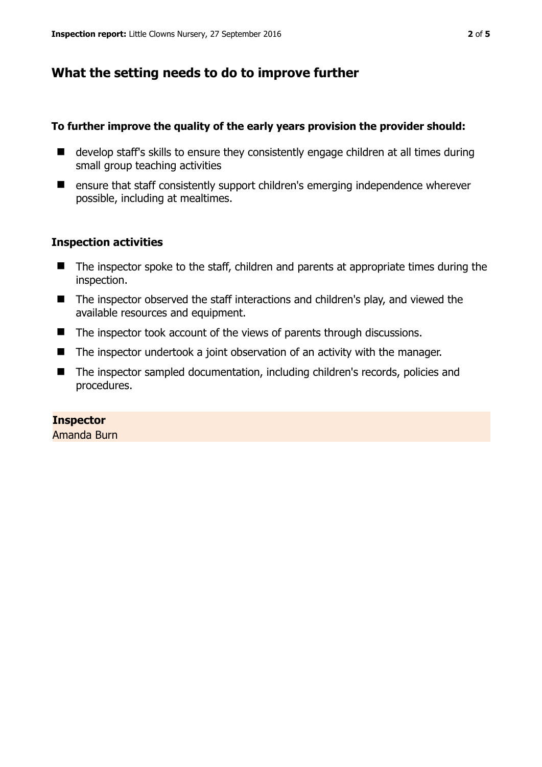## What the setting needs to do to improve further

**To further improve the quality of the early years provision the provider should:**

- develop staff's skills to ensure they consistently engage children at all times during small group teaching activities
- ensure that staff consistently support children's emerging independence wherever possible, including at mealtimes.

### Inspection activities

- The inspector spoke to the staff, children and parents at appropriate times during the inspection.
- The inspector observed the staff interactions and children's play, and viewed the available resources and equipment.
- The inspector took account of the views of parents through discussions.
- The inspector undertook a joint observation of an activity with the manager.
- The inspector sampled documentation, including children's records, policies and procedures.

**Inspector**
Amanda Burn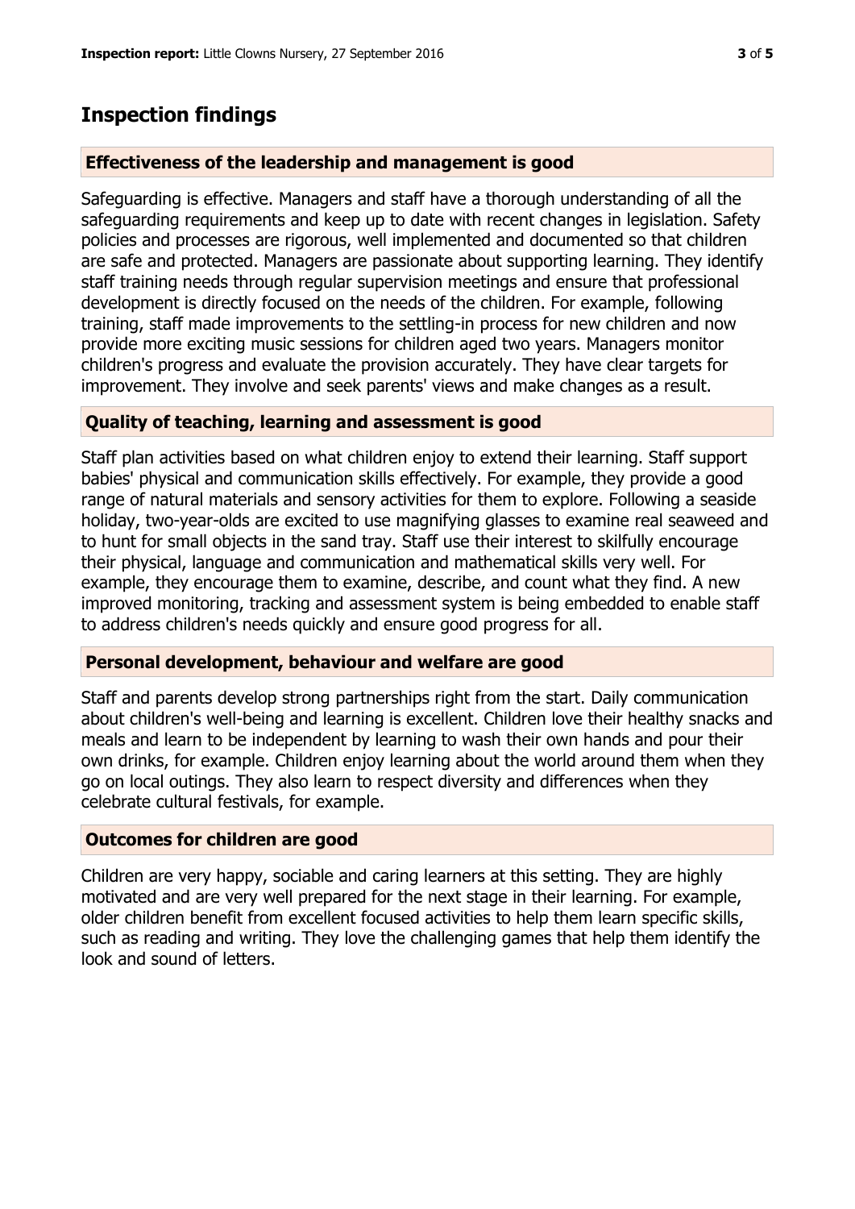## Inspection findings

### Effectiveness of the leadership and management is good

Safeguarding is effective. Managers and staff have a thorough understanding of all the safeguarding requirements and keep up to date with recent changes in legislation. Safety policies and processes are rigorous, well implemented and documented so that children are safe and protected. Managers are passionate about supporting learning. They identify staff training needs through regular supervision meetings and ensure that professional development is directly focused on the needs of the children. For example, following training, staff made improvements to the settling-in process for new children and now provide more exciting music sessions for children aged two years. Managers monitor children's progress and evaluate the provision accurately. They have clear targets for improvement. They involve and seek parents' views and make changes as a result.

### Quality of teaching, learning and assessment is good

Staff plan activities based on what children enjoy to extend their learning. Staff support babies' physical and communication skills effectively. For example, they provide a good range of natural materials and sensory activities for them to explore. Following a seaside holiday, two-year-olds are excited to use magnifying glasses to examine real seaweed and to hunt for small objects in the sand tray. Staff use their interest to skilfully encourage their physical, language and communication and mathematical skills very well. For example, they encourage them to examine, describe, and count what they find. A new improved monitoring, tracking and assessment system is being embedded to enable staff to address children's needs quickly and ensure good progress for all.

### Personal development, behaviour and welfare are good

Staff and parents develop strong partnerships right from the start. Daily communication about children's well-being and learning is excellent. Children love their healthy snacks and meals and learn to be independent by learning to wash their own hands and pour their own drinks, for example. Children enjoy learning about the world around them when they go on local outings. They also learn to respect diversity and differences when they celebrate cultural festivals, for example.

### Outcomes for children are good

Children are very happy, sociable and caring learners at this setting. They are highly motivated and are very well prepared for the next stage in their learning. For example, older children benefit from excellent focused activities to help them learn specific skills, such as reading and writing. They love the challenging games that help them identify the look and sound of letters.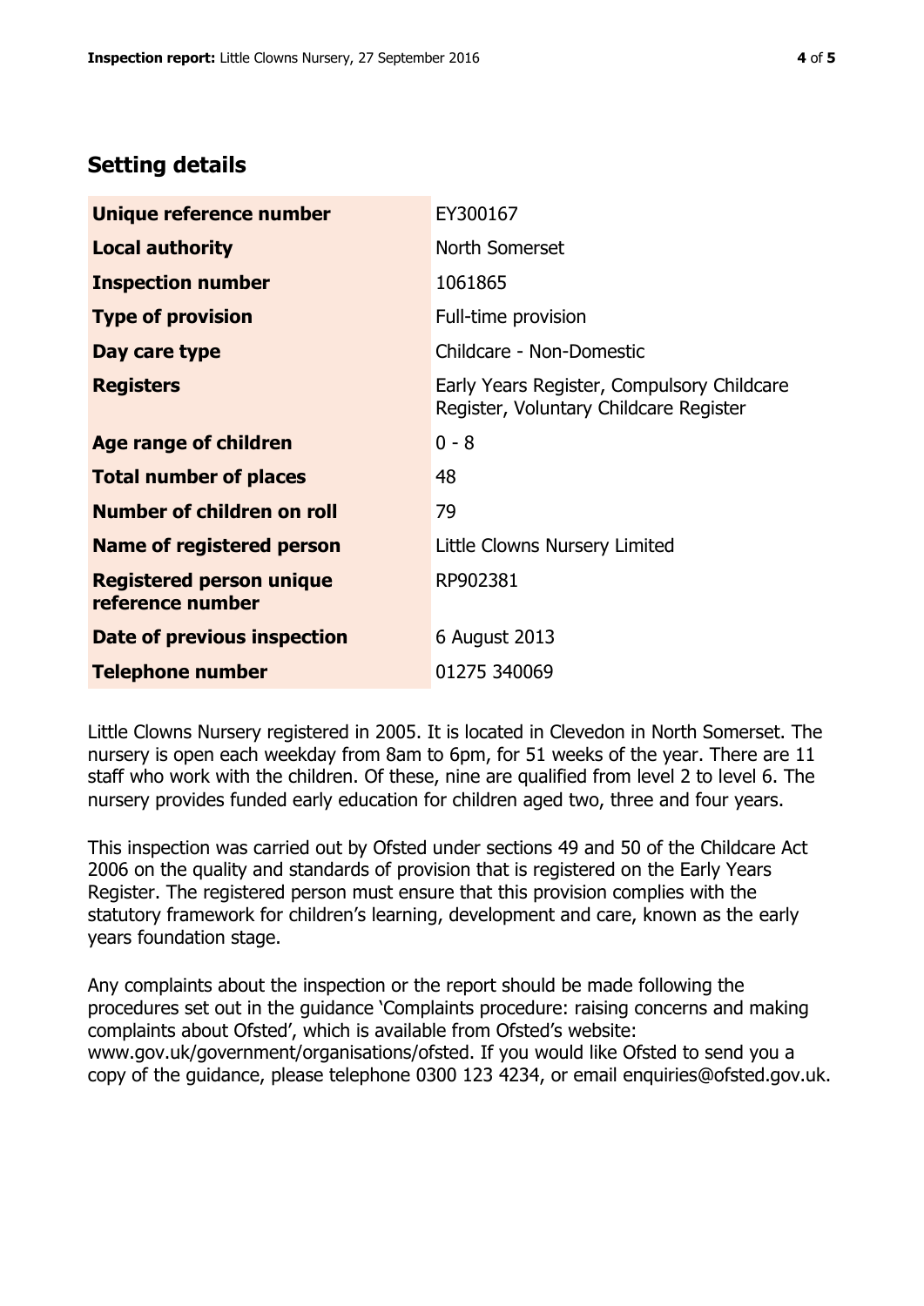## Setting details

| | |
|---|---|
| **Unique reference number** | EY300167 |
| **Local authority** | North Somerset |
| **Inspection number** | 1061865 |
| **Type of provision** | Full-time provision |
| **Day care type** | Childcare - Non-Domestic |
| **Registers** | Early Years Register, Compulsory Childcare Register, Voluntary Childcare Register |
| **Age range of children** | 0 - 8 |
| **Total number of places** | 48 |
| **Number of children on roll** | 79 |
| **Name of registered person** | Little Clowns Nursery Limited |
| **Registered person unique reference number** | RP902381 |
| **Date of previous inspection** | 6 August 2013 |
| **Telephone number** | 01275 340069 |

Little Clowns Nursery registered in 2005. It is located in Clevedon in North Somerset. The nursery is open each weekday from 8am to 6pm, for 51 weeks of the year. There are 11 staff who work with the children. Of these, nine are qualified from level 2 to level 6. The nursery provides funded early education for children aged two, three and four years.

This inspection was carried out by Ofsted under sections 49 and 50 of the Childcare Act 2006 on the quality and standards of provision that is registered on the Early Years Register. The registered person must ensure that this provision complies with the statutory framework for children's learning, development and care, known as the early years foundation stage.

Any complaints about the inspection or the report should be made following the procedures set out in the guidance 'Complaints procedure: raising concerns and making complaints about Ofsted', which is available from Ofsted's website: www.gov.uk/government/organisations/ofsted. If you would like Ofsted to send you a copy of the guidance, please telephone 0300 123 4234, or email enquiries@ofsted.gov.uk.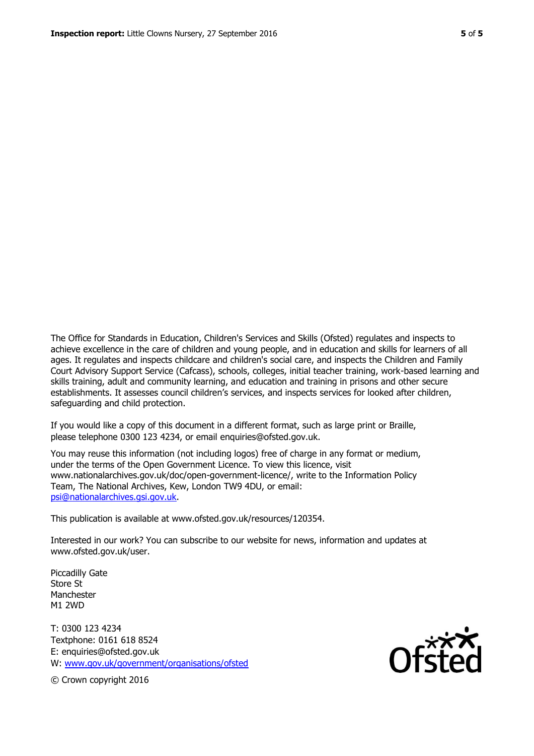The Office for Standards in Education, Children's Services and Skills (Ofsted) regulates and inspects to achieve excellence in the care of children and young people, and in education and skills for learners of all ages. It regulates and inspects childcare and children's social care, and inspects the Children and Family Court Advisory Support Service (Cafcass), schools, colleges, initial teacher training, work-based learning and skills training, adult and community learning, and education and training in prisons and other secure establishments. It assesses council children's services, and inspects services for looked after children, safeguarding and child protection.

If you would like a copy of this document in a different format, such as large print or Braille, please telephone 0300 123 4234, or email enquiries@ofsted.gov.uk.

You may reuse this information (not including logos) free of charge in any format or medium, under the terms of the Open Government Licence. To view this licence, visit www.nationalarchives.gov.uk/doc/open-government-licence/, write to the Information Policy Team, The National Archives, Kew, London TW9 4DU, or email: psi@nationalarchives.gsi.gov.uk.

This publication is available at www.ofsted.gov.uk/resources/120354.

Interested in our work? You can subscribe to our website for news, information and updates at www.ofsted.gov.uk/user.

Piccadilly Gate
Store St
Manchester
M1 2WD

T: 0300 123 4234
Textphone: 0161 618 8524
E: enquiries@ofsted.gov.uk
W: www.gov.uk/government/organisations/ofsted

© Crown copyright 2016